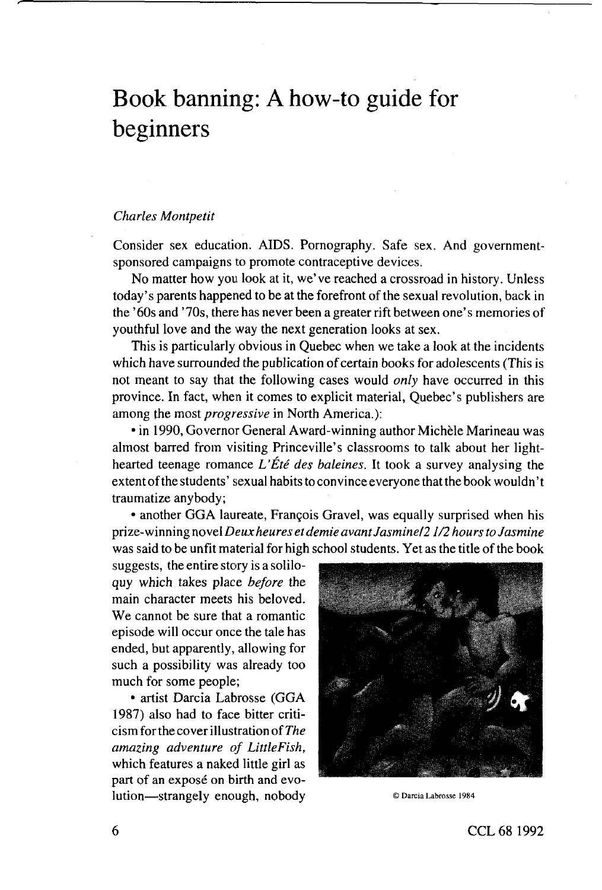# Book banning: A how-to guide for beginners

*Charles Montpetit*

Consider sex education. AIDS. Pornography. Safe sex. And government-sponsored campaigns to promote contraceptive devices.

No matter how you look at it, we've reached a crossroad in history. Unless today's parents happened to be at the forefront of the sexual revolution, back in the '60s and '70s, there has never been a greater rift between one's memories of youthful love and the way the next generation looks at sex.

This is particularly obvious in Quebec when we take a look at the incidents which have surrounded the publication of certain books for adolescents (This is not meant to say that the following cases would *only* have occurred in this province. In fact, when it comes to explicit material, Quebec's publishers are among the most *progressive* in North America.):

• in 1990, Governor General Award-winning author Michèle Marineau was almost barred from visiting Princeville's classrooms to talk about her light-hearted teenage romance *L'Été des baleines*. It took a survey analysing the extent of the students' sexual habits to convince everyone that the book wouldn't traumatize anybody;

• another GGA laureate, François Gravel, was equally surprised when his prize-winning novel *Deux heures et demie avant Jasmine/2 1/2 hours to Jasmine* was said to be unfit material for high school students. Yet as the title of the book suggests, the entire story is a soliloquy which takes place *before* the main character meets his beloved. We cannot be sure that a romantic episode will occur once the tale has ended, but apparently, allowing for such a possibility was already too much for some people;

• artist Darcia Labrosse (GGA 1987) also had to face bitter criticism for the cover illustration of *The amazing adventure of LittleFish*, which features a naked little girl as part of an exposé on birth and evolution—strangely enough, nobody

© Darcia Labrosse 1984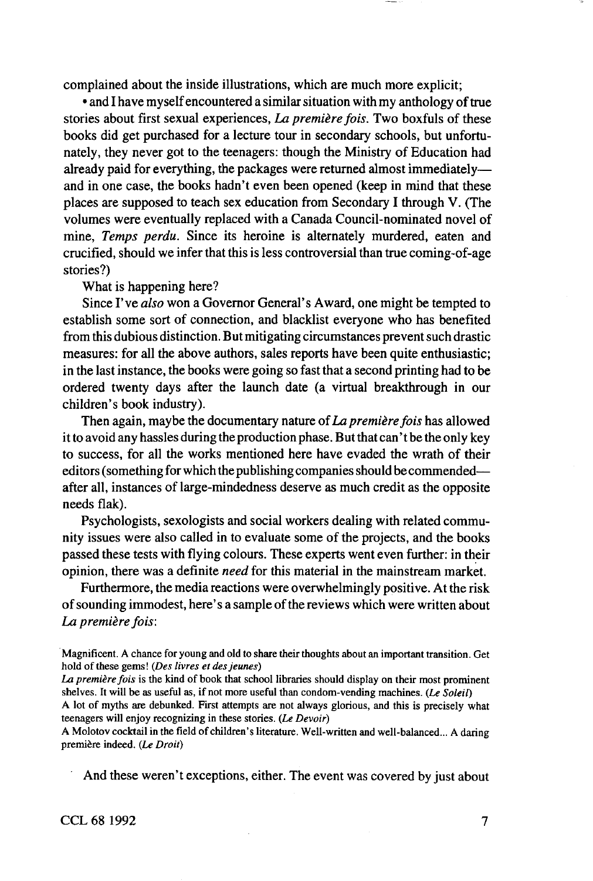complained about the inside illustrations, which are much more explicit;

• and I have myself encountered a similar situation with my anthology of true stories about first sexual experiences, *La première fois*. Two boxfuls of these books did get purchased for a lecture tour in secondary schools, but unfortunately, they never got to the teenagers: though the Ministry of Education had already paid for everything, the packages were returned almost immediately—and in one case, the books hadn't even been opened (keep in mind that these places are supposed to teach sex education from Secondary I through V. (The volumes were eventually replaced with a Canada Council-nominated novel of mine, *Temps perdu*. Since its heroine is alternately murdered, eaten and crucified, should we infer that this is less controversial than true coming-of-age stories?)

What is happening here?

Since I've *also* won a Governor General's Award, one might be tempted to establish some sort of connection, and blacklist everyone who has benefited from this dubious distinction. But mitigating circumstances prevent such drastic measures: for all the above authors, sales reports have been quite enthusiastic; in the last instance, the books were going so fast that a second printing had to be ordered twenty days after the launch date (a virtual breakthrough in our children's book industry).

Then again, maybe the documentary nature of *La première fois* has allowed it to avoid any hassles during the production phase. But that can't be the only key to success, for all the works mentioned here have evaded the wrath of their editors (something for which the publishing companies should be commended—after all, instances of large-mindedness deserve as much credit as the opposite needs flak).

Psychologists, sexologists and social workers dealing with related community issues were also called in to evaluate some of the projects, and the books passed these tests with flying colours. These experts went even further: in their opinion, there was a definite *need* for this material in the mainstream market.

Furthermore, the media reactions were overwhelmingly positive. At the risk of sounding immodest, here's a sample of the reviews which were written about *La première fois*:

> Magnificent. A chance for young and old to share their thoughts about an important transition. Get hold of these gems! (*Des livres et des jeunes*)
>
> *La première fois* is the kind of book that school libraries should display on their most prominent shelves. It will be as useful as, if not more useful than condom-vending machines. (*Le Soleil*)
>
> A lot of myths are debunked. First attempts are not always glorious, and this is precisely what teenagers will enjoy recognizing in these stories. (*Le Devoir*)
>
> A Molotov cocktail in the field of children's literature. Well-written and well-balanced... A daring première indeed. (*Le Droit*)

And these weren't exceptions, either. The event was covered by just about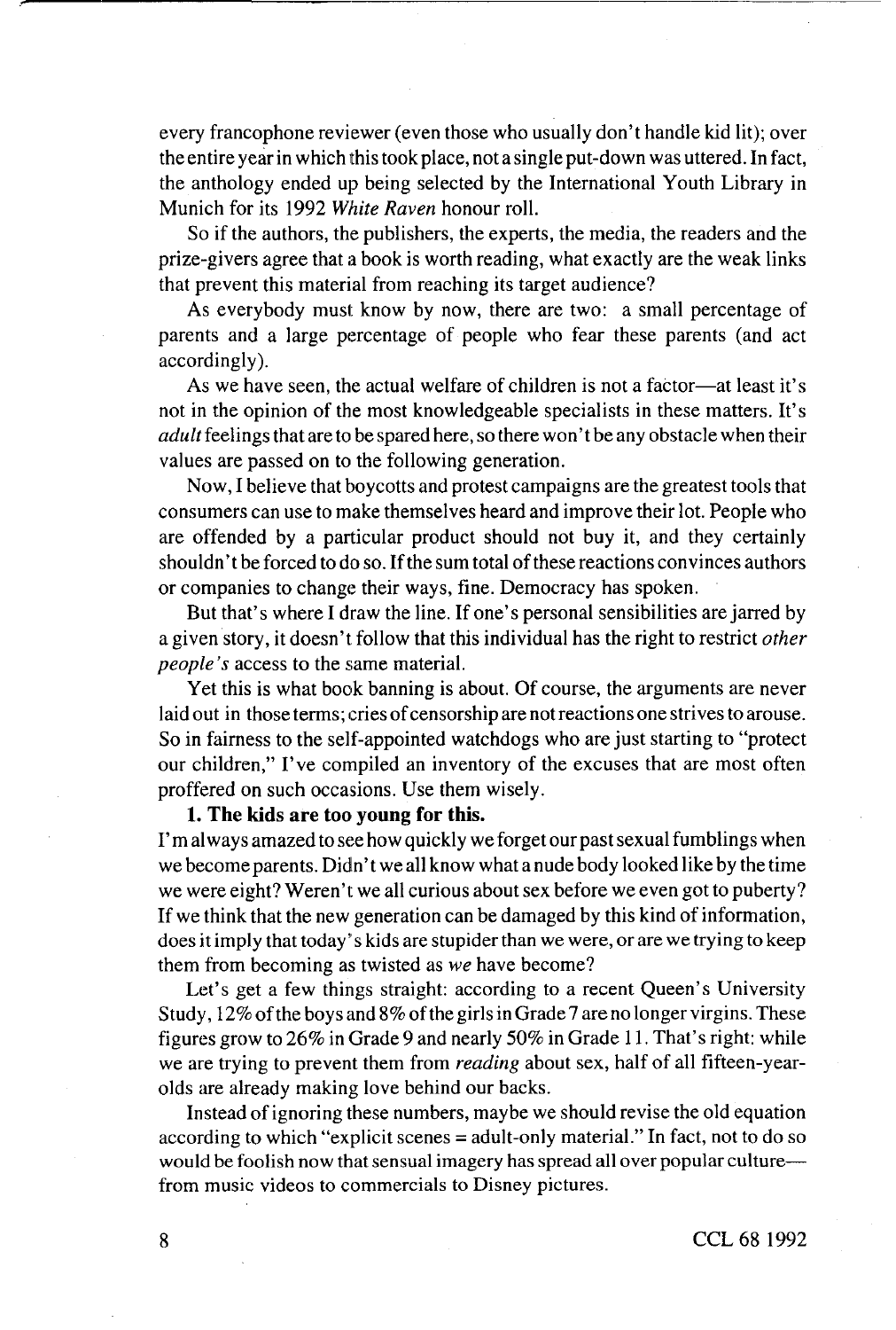every francophone reviewer (even those who usually don't handle kid lit); over the entire year in which this took place, not a single put-down was uttered. In fact, the anthology ended up being selected by the International Youth Library in Munich for its 1992 *White Raven* honour roll.

So if the authors, the publishers, the experts, the media, the readers and the prize-givers agree that a book is worth reading, what exactly are the weak links that prevent this material from reaching its target audience?

As everybody must know by now, there are two: a small percentage of parents and a large percentage of people who fear these parents (and act accordingly).

As we have seen, the actual welfare of children is not a factor—at least it's not in the opinion of the most knowledgeable specialists in these matters. It's *adult* feelings that are to be spared here, so there won't be any obstacle when their values are passed on to the following generation.

Now, I believe that boycotts and protest campaigns are the greatest tools that consumers can use to make themselves heard and improve their lot. People who are offended by a particular product should not buy it, and they certainly shouldn't be forced to do so. If the sum total of these reactions convinces authors or companies to change their ways, fine. Democracy has spoken.

But that's where I draw the line. If one's personal sensibilities are jarred by a given story, it doesn't follow that this individual has the right to restrict *other people's* access to the same material.

Yet this is what book banning is about. Of course, the arguments are never laid out in those terms; cries of censorship are not reactions one strives to arouse. So in fairness to the self-appointed watchdogs who are just starting to "protect our children," I've compiled an inventory of the excuses that are most often proffered on such occasions. Use them wisely.

**1. The kids are too young for this.**

I'm always amazed to see how quickly we forget our past sexual fumblings when we become parents. Didn't we all know what a nude body looked like by the time we were eight? Weren't we all curious about sex before we even got to puberty? If we think that the new generation can be damaged by this kind of information, does it imply that today's kids are stupider than we were, or are we trying to keep them from becoming as twisted as *we* have become?

Let's get a few things straight: according to a recent Queen's University Study, 12% of the boys and 8% of the girls in Grade 7 are no longer virgins. These figures grow to 26% in Grade 9 and nearly 50% in Grade 11. That's right: while we are trying to prevent them from *reading* about sex, half of all fifteen-year-olds are already making love behind our backs.

Instead of ignoring these numbers, maybe we should revise the old equation according to which "explicit scenes = adult-only material." In fact, not to do so would be foolish now that sensual imagery has spread all over popular culture—from music videos to commercials to Disney pictures.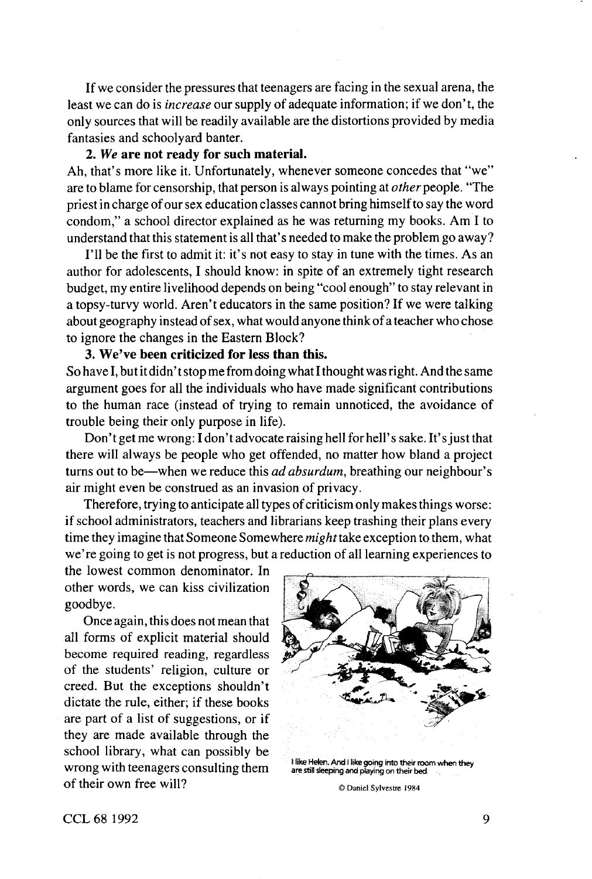If we consider the pressures that teenagers are facing in the sexual arena, the least we can do is *increase* our supply of adequate information; if we don't, the only sources that will be readily available are the distortions provided by media fantasies and schoolyard banter.

**2. *We* are not ready for such material.**

Ah, that's more like it. Unfortunately, whenever someone concedes that "we" are to blame for censorship, that person is always pointing at *other* people. "The priest in charge of our sex education classes cannot bring himself to say the word condom," a school director explained as he was returning my books. Am I to understand that this statement is all that's needed to make the problem go away?

I'll be the first to admit it: it's not easy to stay in tune with the times. As an author for adolescents, I should know: in spite of an extremely tight research budget, my entire livelihood depends on being "cool enough" to stay relevant in a topsy-turvy world. Aren't educators in the same position? If we were talking about geography instead of sex, what would anyone think of a teacher who chose to ignore the changes in the Eastern Block?

**3. We've been criticized for less than this.**

So have I, but it didn't stop me from doing what I thought was right. And the same argument goes for all the individuals who have made significant contributions to the human race (instead of trying to remain unnoticed, the avoidance of trouble being their only purpose in life).

Don't get me wrong: I don't advocate raising hell for hell's sake. It's just that there will always be people who get offended, no matter how bland a project turns out to be—when we reduce this *ad absurdum*, breathing our neighbour's air might even be construed as an invasion of privacy.

Therefore, trying to anticipate all types of criticism only makes things worse: if school administrators, teachers and librarians keep trashing their plans every time they imagine that Someone Somewhere *might* take exception to them, what we're going to get is not progress, but a reduction of all learning experiences to the lowest common denominator. In other words, we can kiss civilization goodbye.

Once again, this does not mean that all forms of explicit material should become required reading, regardless of the students' religion, culture or creed. But the exceptions shouldn't dictate the rule, either; if these books are part of a list of suggestions, or if they are made available through the school library, what can possibly be wrong with teenagers consulting them of their own free will?

I like Helen. And I like going into their room when they are still sleeping and playing on their bed

© Daniel Sylvestre 1984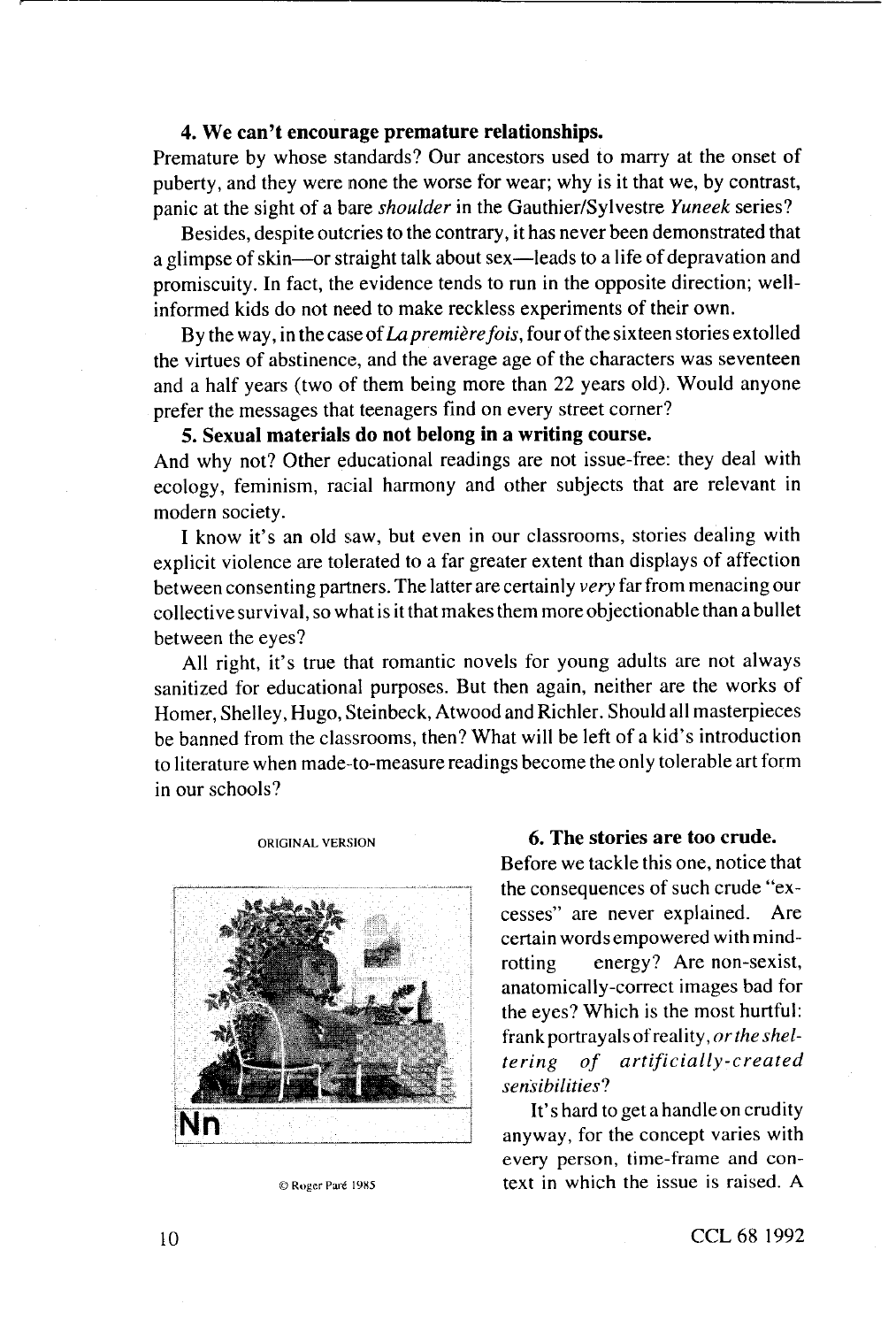**4. We can't encourage premature relationships.**

Premature by whose standards? Our ancestors used to marry at the onset of puberty, and they were none the worse for wear; why is it that we, by contrast, panic at the sight of a bare *shoulder* in the Gauthier/Sylvestre *Yuneek* series?

Besides, despite outcries to the contrary, it has never been demonstrated that a glimpse of skin—or straight talk about sex—leads to a life of depravation and promiscuity. In fact, the evidence tends to run in the opposite direction; well-informed kids do not need to make reckless experiments of their own.

By the way, in the case of *La première fois*, four of the sixteen stories extolled the virtues of abstinence, and the average age of the characters was seventeen and a half years (two of them being more than 22 years old). Would anyone prefer the messages that teenagers find on every street corner?

**5. Sexual materials do not belong in a writing course.**

And why not? Other educational readings are not issue-free: they deal with ecology, feminism, racial harmony and other subjects that are relevant in modern society.

I know it's an old saw, but even in our classrooms, stories dealing with explicit violence are tolerated to a far greater extent than displays of affection between consenting partners. The latter are certainly *very* far from menacing our collective survival, so what is it that makes them more objectionable than a bullet between the eyes?

All right, it's true that romantic novels for young adults are not always sanitized for educational purposes. But then again, neither are the works of Homer, Shelley, Hugo, Steinbeck, Atwood and Richler. Should all masterpieces be banned from the classrooms, then? What will be left of a kid's introduction to literature when made-to-measure readings become the only tolerable art form in our schools?

ORIGINAL VERSION

Nn

© Roger Paré 1985

**6. The stories are too crude.**

Before we tackle this one, notice that the consequences of such crude "excesses" are never explained. Are certain words empowered with mind-rotting energy? Are non-sexist, anatomically-correct images bad for the eyes? Which is the most hurtful: frank portrayals of reality, *or the sheltering of artificially-created sensibilities*?

It's hard to get a handle on crudity anyway, for the concept varies with every person, time-frame and context in which the issue is raised. A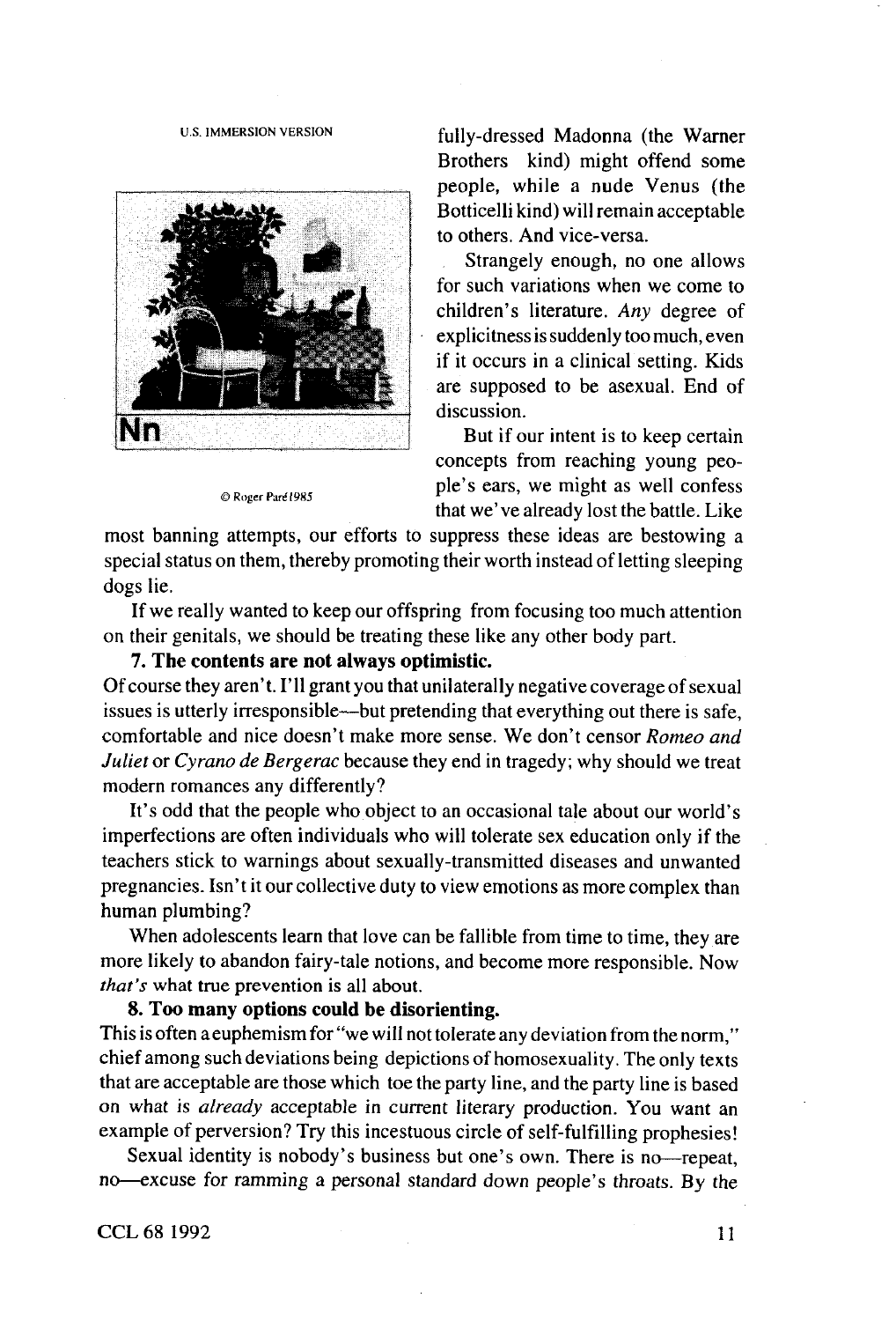fully-dressed Madonna (the Warner Brothers kind) might offend some people, while a nude Venus (the Botticelli kind) will remain acceptable to others. And vice-versa.

Strangely enough, no one allows for such variations when we come to children's literature. *Any* degree of explicitness is suddenly too much, even if it occurs in a clinical setting. Kids are supposed to be asexual. End of discussion.

But if our intent is to keep certain concepts from reaching young people's ears, we might as well confess that we've already lost the battle. Like most banning attempts, our efforts to suppress these ideas are bestowing a special status on them, thereby promoting their worth instead of letting sleeping dogs lie.

If we really wanted to keep our offspring from focusing too much attention on their genitals, we should be treating these like any other body part.

**7. The contents are not always optimistic.**

Of course they aren't. I'll grant you that unilaterally negative coverage of sexual issues is utterly irresponsible—but pretending that everything out there is safe, comfortable and nice doesn't make more sense. We don't censor *Romeo and Juliet* or *Cyrano de Bergerac* because they end in tragedy; why should we treat modern romances any differently?

It's odd that the people who object to an occasional tale about our world's imperfections are often individuals who will tolerate sex education only if the teachers stick to warnings about sexually-transmitted diseases and unwanted pregnancies. Isn't it our collective duty to view emotions as more complex than human plumbing?

When adolescents learn that love can be fallible from time to time, they are more likely to abandon fairy-tale notions, and become more responsible. Now *that's* what true prevention is all about.

**8. Too many options could be disorienting.**

This is often a euphemism for "we will not tolerate any deviation from the norm," chief among such deviations being depictions of homosexuality. The only texts that are acceptable are those which toe the party line, and the party line is based on what is *already* acceptable in current literary production. You want an example of perversion? Try this incestuous circle of self-fulfilling prophesies!

Sexual identity is nobody's business but one's own. There is no—repeat, no—excuse for ramming a personal standard down people's throats. By the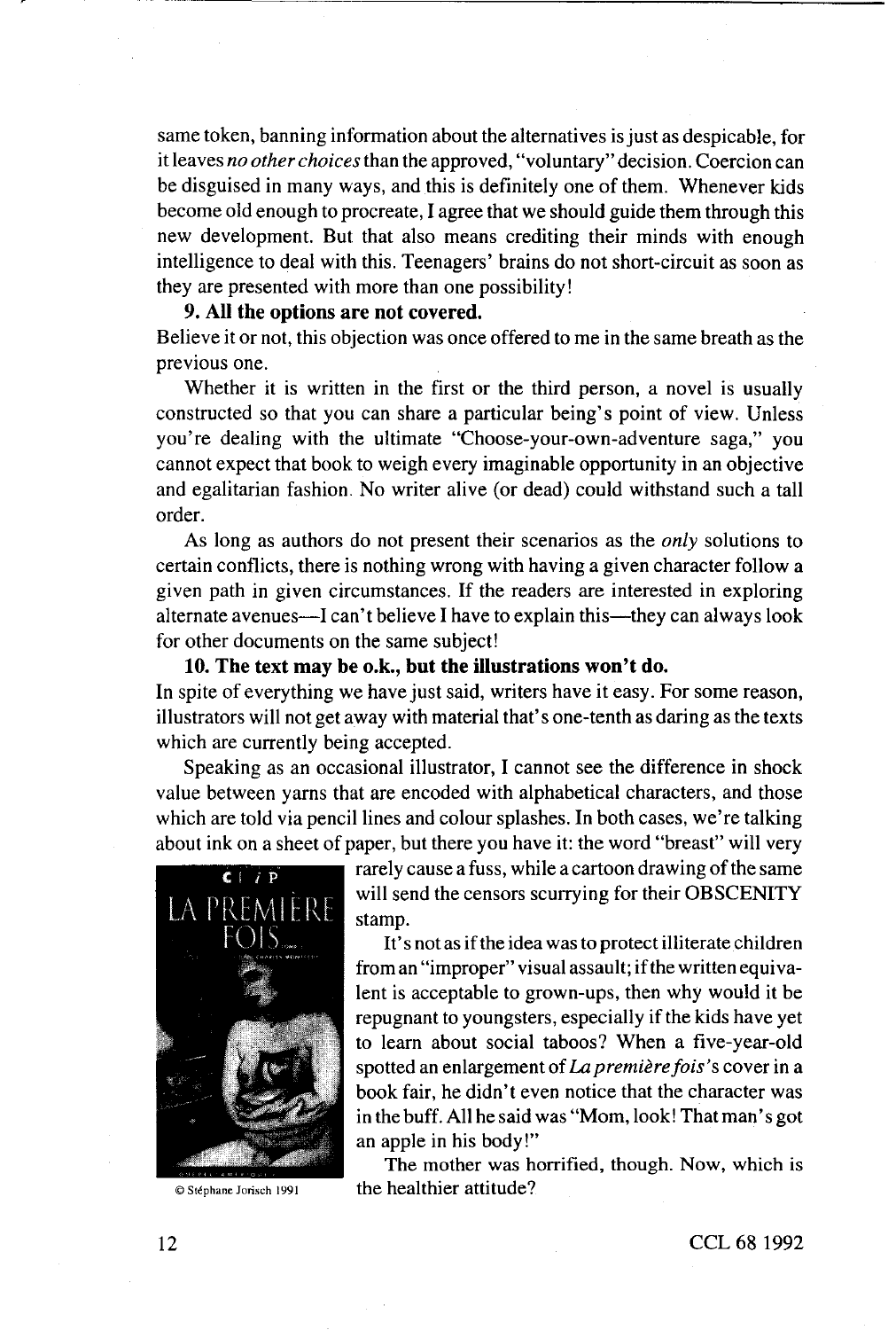same token, banning information about the alternatives is just as despicable, for it leaves *no other choices* than the approved, "voluntary" decision. Coercion can be disguised in many ways, and this is definitely one of them. Whenever kids become old enough to procreate, I agree that we should guide them through this new development. But that also means crediting their minds with enough intelligence to deal with this. Teenagers' brains do not short-circuit as soon as they are presented with more than one possibility!

**9. All the options are not covered.**

Believe it or not, this objection was once offered to me in the same breath as the previous one.

Whether it is written in the first or the third person, a novel is usually constructed so that you can share a particular being's point of view. Unless you're dealing with the ultimate "Choose-your-own-adventure saga," you cannot expect that book to weigh every imaginable opportunity in an objective and egalitarian fashion. No writer alive (or dead) could withstand such a tall order.

As long as authors do not present their scenarios as the *only* solutions to certain conflicts, there is nothing wrong with having a given character follow a given path in given circumstances. If the readers are interested in exploring alternate avenues—I can't believe I have to explain this—they can always look for other documents on the same subject!

**10. The text may be o.k., but the illustrations won't do.**

In spite of everything we have just said, writers have it easy. For some reason, illustrators will not get away with material that's one-tenth as daring as the texts which are currently being accepted.

Speaking as an occasional illustrator, I cannot see the difference in shock value between yarns that are encoded with alphabetical characters, and those which are told via pencil lines and colour splashes. In both cases, we're talking about ink on a sheet of paper, but there you have it: the word "breast" will very rarely cause a fuss, while a cartoon drawing of the same will send the censors scurrying for their OBSCENITY stamp.

© Stéphane Jorisch 1991

It's not as if the idea was to protect illiterate children from an "improper" visual assault; if the written equivalent is acceptable to grown-ups, then why would it be repugnant to youngsters, especially if the kids have yet to learn about social taboos? When a five-year-old spotted an enlargement of *La première fois*'s cover in a book fair, he didn't even notice that the character was in the buff. All he said was "Mom, look! That man's got an apple in his body!"

The mother was horrified, though. Now, which is the healthier attitude?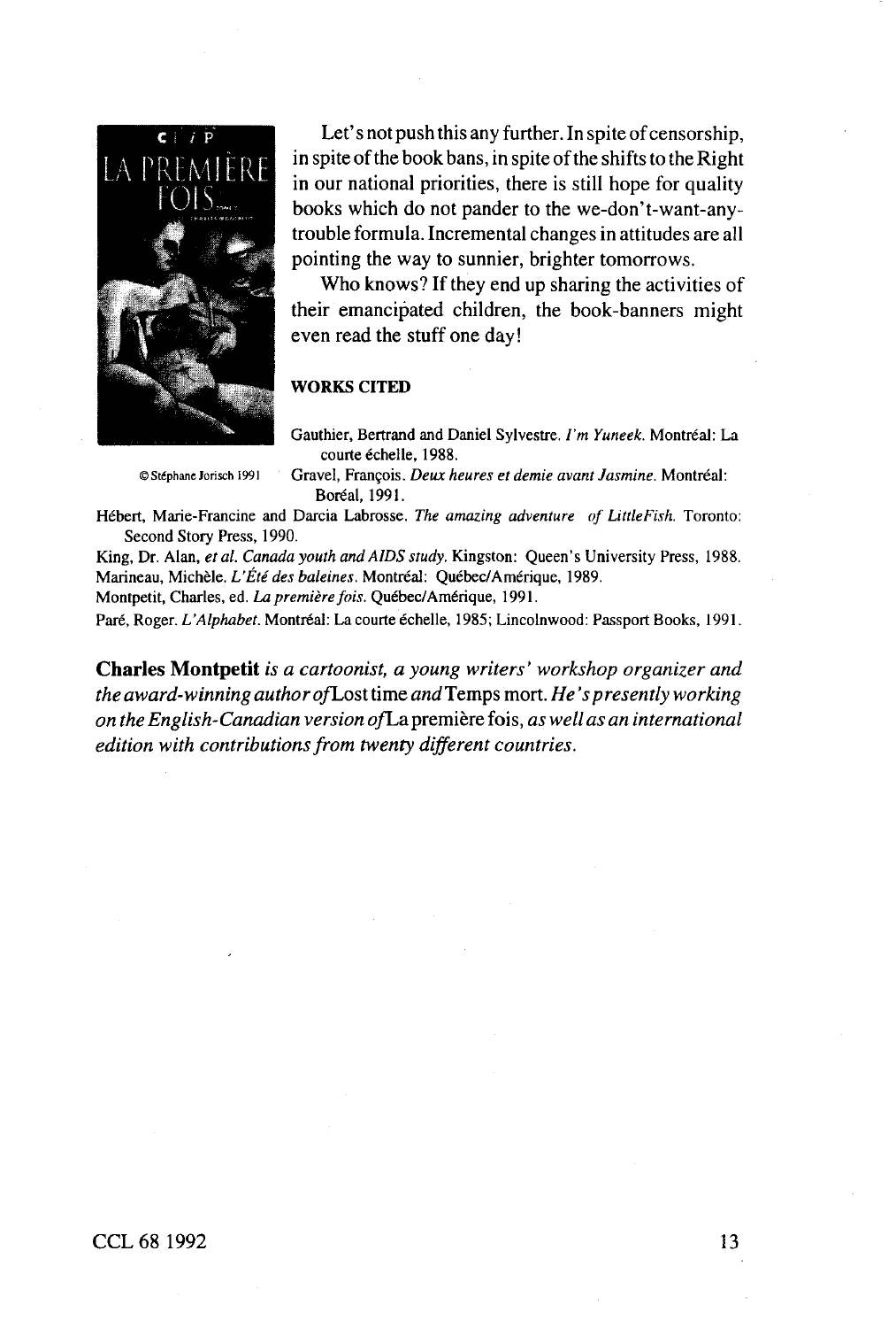Let's not push this any further. In spite of censorship, in spite of the book bans, in spite of the shifts to the Right in our national priorities, there is still hope for quality books which do not pander to the we-don't-want-any-trouble formula. Incremental changes in attitudes are all pointing the way to sunnier, brighter tomorrows.

Who knows? If they end up sharing the activities of their emancipated children, the book-banners might even read the stuff one day!

© Stéphane Jorisch 1991

**WORKS CITED**

Gauthier, Bertrand and Daniel Sylvestre. *I'm Yuneek.* Montréal: La courte échelle, 1988.

Gravel, François. *Deux heures et demie avant Jasmine.* Montréal: Boréal, 1991.

Hébert, Marie-Francine and Darcia Labrosse. *The amazing adventure of LittleFish.* Toronto: Second Story Press, 1990.

King, Dr. Alan, *et al. Canada youth and AIDS study.* Kingston: Queen's University Press, 1988.

Marineau, Michèle. *L'Été des baleines.* Montréal: Québec/Amérique, 1989.

Montpetit, Charles, ed. *La première fois.* Québec/Amérique, 1991.

Paré, Roger. *L'Alphabet.* Montréal: La courte échelle, 1985; Lincolnwood: Passport Books, 1991.

**Charles Montpetit** *is a cartoonist, a young writers' workshop organizer and the award-winning author of* Lost time *and* Temps mort. *He's presently working on the English-Canadian version of* La première fois, *as well as an international edition with contributions from twenty different countries.*